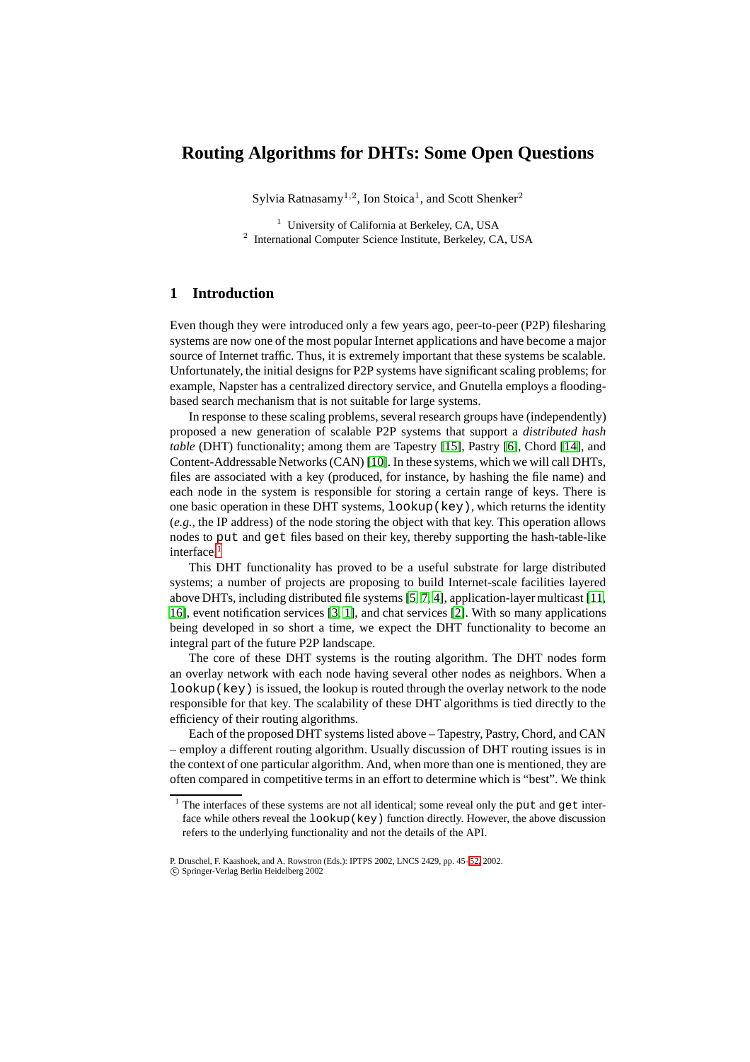# Routing Algorithms for DHTs: Some Open Questions

Sylvia Ratnasamy[1,2], Ion Stoica[1], and Scott Shenker[2]

[1] University of California at Berkeley, CA, USA
[2] International Computer Science Institute, Berkeley, CA, USA

## 1 Introduction

Even though they were introduced only a few years ago, peer-to-peer (P2P) filesharing systems are now one of the most popular Internet applications and have become a major source of Internet traffic. Thus, it is extremely important that these systems be scalable. Unfortunately, the initial designs for P2P systems have significant scaling problems; for example, Napster has a centralized directory service, and Gnutella employs a flooding-based search mechanism that is not suitable for large systems.

In response to these scaling problems, several research groups have (independently) proposed a new generation of scalable P2P systems that support a *distributed hash table* (DHT) functionality; among them are Tapestry [15], Pastry [6], Chord [14], and Content-Addressable Networks (CAN) [10]. In these systems, which we will call DHTs, files are associated with a key (produced, for instance, by hashing the file name) and each node in the system is responsible for storing a certain range of keys. There is one basic operation in these DHT systems, `lookup(key)`, which returns the identity (*e.g.*, the IP address) of the node storing the object with that key. This operation allows nodes to `put` and `get` files based on their key, thereby supporting the hash-table-like interface.[1]

This DHT functionality has proved to be a useful substrate for large distributed systems; a number of projects are proposing to build Internet-scale facilities layered above DHTs, including distributed file systems [5, 7, 4], application-layer multicast [11, 16], event notification services [3, 1], and chat services [2]. With so many applications being developed in so short a time, we expect the DHT functionality to become an integral part of the future P2P landscape.

The core of these DHT systems is the routing algorithm. The DHT nodes form an overlay network with each node having several other nodes as neighbors. When a `lookup(key)` is issued, the lookup is routed through the overlay network to the node responsible for that key. The scalability of these DHT algorithms is tied directly to the efficiency of their routing algorithms.

Each of the proposed DHT systems listed above – Tapestry, Pastry, Chord, and CAN – employ a different routing algorithm. Usually discussion of DHT routing issues is in the context of one particular algorithm. And, when more than one is mentioned, they are often compared in competitive terms in an effort to determine which is "best". We think

[1] The interfaces of these systems are not all identical; some reveal only the `put` and `get` interface while others reveal the `lookup(key)` function directly. However, the above discussion refers to the underlying functionality and not the details of the API.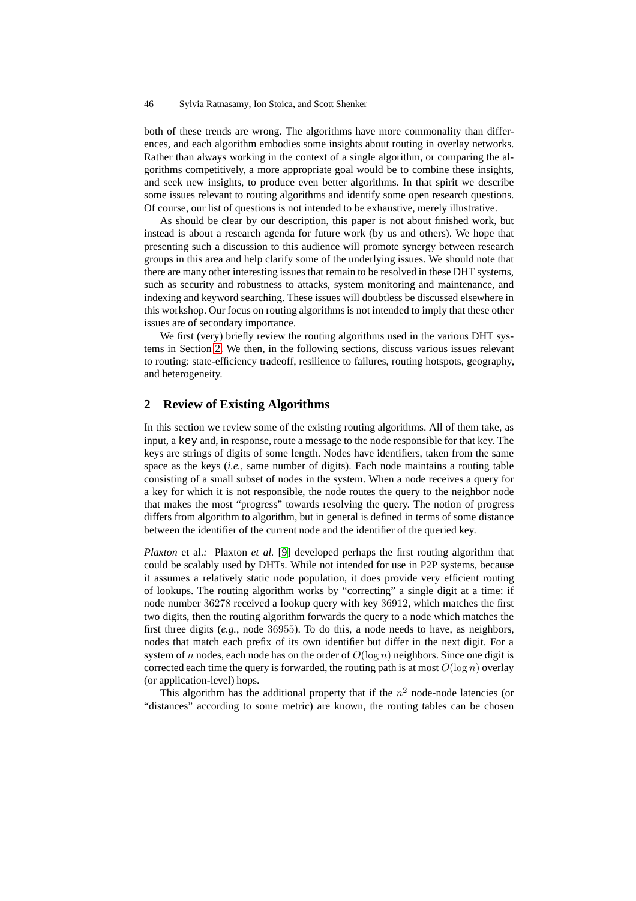both of these trends are wrong. The algorithms have more commonality than differences, and each algorithm embodies some insights about routing in overlay networks. Rather than always working in the context of a single algorithm, or comparing the algorithms competitively, a more appropriate goal would be to combine these insights, and seek new insights, to produce even better algorithms. In that spirit we describe some issues relevant to routing algorithms and identify some open research questions. Of course, our list of questions is not intended to be exhaustive, merely illustrative.

As should be clear by our description, this paper is not about finished work, but instead is about a research agenda for future work (by us and others). We hope that presenting such a discussion to this audience will promote synergy between research groups in this area and help clarify some of the underlying issues. We should note that there are many other interesting issues that remain to be resolved in these DHT systems, such as security and robustness to attacks, system monitoring and maintenance, and indexing and keyword searching. These issues will doubtless be discussed elsewhere in this workshop. Our focus on routing algorithms is not intended to imply that these other issues are of secondary importance.

We first (very) briefly review the routing algorithms used in the various DHT systems in Section 2. We then, in the following sections, discuss various issues relevant to routing: state-efficiency tradeoff, resilience to failures, routing hotspots, geography, and heterogeneity.

## 2 Review of Existing Algorithms

In this section we review some of the existing routing algorithms. All of them take, as input, a key and, in response, route a message to the node responsible for that key. The keys are strings of digits of some length. Nodes have identifiers, taken from the same space as the keys (*i.e.*, same number of digits). Each node maintains a routing table consisting of a small subset of nodes in the system. When a node receives a query for a key for which it is not responsible, the node routes the query to the neighbor node that makes the most "progress" towards resolving the query. The notion of progress differs from algorithm to algorithm, but in general is defined in terms of some distance between the identifier of the current node and the identifier of the queried key.

*Plaxton* et al.*:* Plaxton *et al.* [9] developed perhaps the first routing algorithm that could be scalably used by DHTs. While not intended for use in P2P systems, because it assumes a relatively static node population, it does provide very efficient routing of lookups. The routing algorithm works by "correcting" a single digit at a time: if node number $36278$ received a lookup query with key $36912$, which matches the first two digits, then the routing algorithm forwards the query to a node which matches the first three digits (*e.g.*, node $36955$). To do this, a node needs to have, as neighbors, nodes that match each prefix of its own identifier but differ in the next digit. For a system of $n$ nodes, each node has on the order of $O(\log n)$ neighbors. Since one digit is corrected each time the query is forwarded, the routing path is at most $O(\log n)$ overlay (or application-level) hops.

This algorithm has the additional property that if the $n^2$ node-node latencies (or "distances" according to some metric) are known, the routing tables can be chosen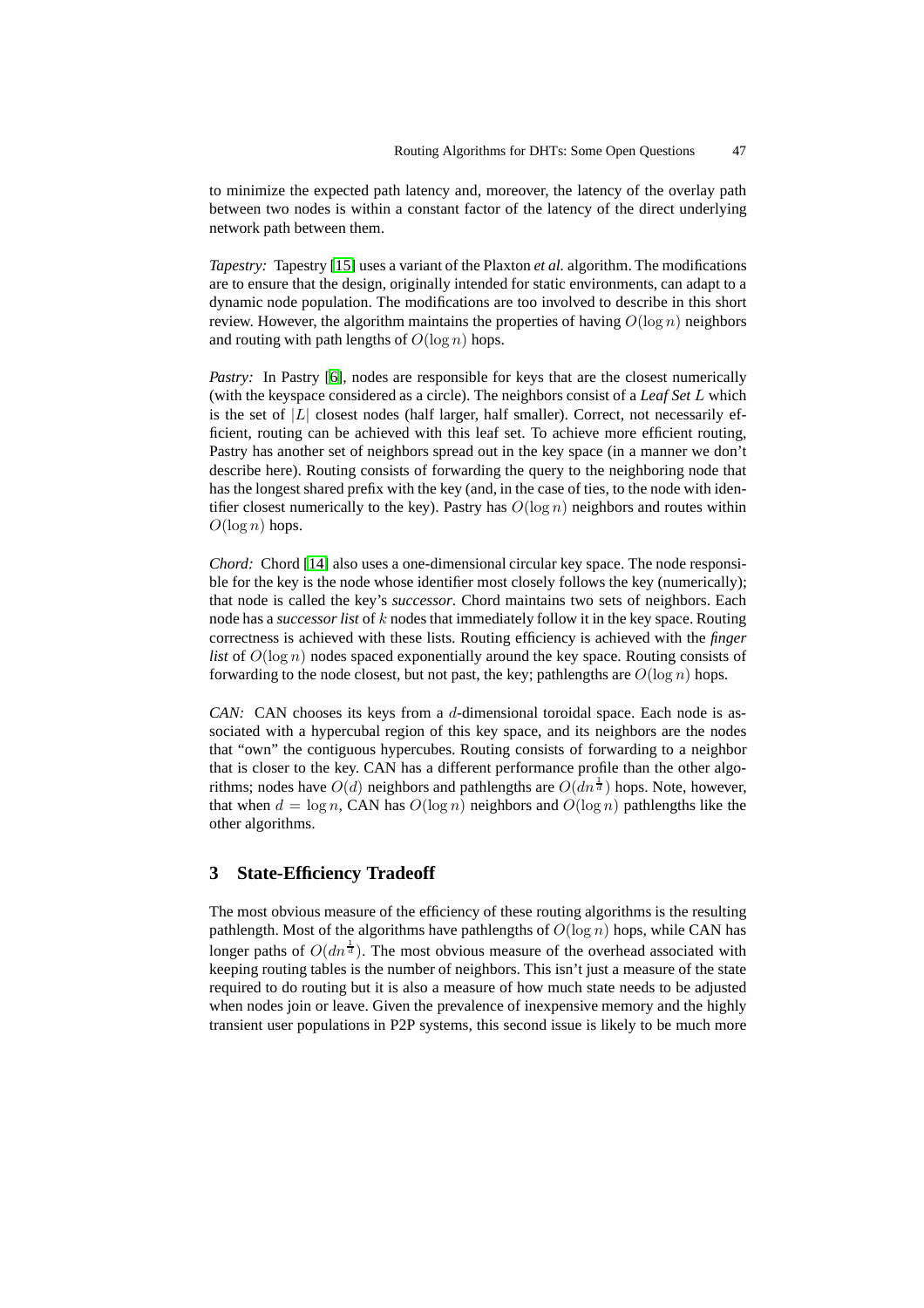to minimize the expected path latency and, moreover, the latency of the overlay path between two nodes is within a constant factor of the latency of the direct underlying network path between them.

*Tapestry:* Tapestry [15] uses a variant of the Plaxton *et al.* algorithm. The modifications are to ensure that the design, originally intended for static environments, can adapt to a dynamic node population. The modifications are too involved to describe in this short review. However, the algorithm maintains the properties of having $O(\log n)$ neighbors and routing with path lengths of $O(\log n)$ hops.

*Pastry:* In Pastry [6], nodes are responsible for keys that are the closest numerically (with the keyspace considered as a circle). The neighbors consist of a *Leaf Set* $L$ which is the set of $|L|$ closest nodes (half larger, half smaller). Correct, not necessarily efficient, routing can be achieved with this leaf set. To achieve more efficient routing, Pastry has another set of neighbors spread out in the key space (in a manner we don't describe here). Routing consists of forwarding the query to the neighboring node that has the longest shared prefix with the key (and, in the case of ties, to the node with identifier closest numerically to the key). Pastry has $O(\log n)$ neighbors and routes within $O(\log n)$ hops.

*Chord:* Chord [14] also uses a one-dimensional circular key space. The node responsible for the key is the node whose identifier most closely follows the key (numerically); that node is called the key's *successor*. Chord maintains two sets of neighbors. Each node has a *successor list* of $k$ nodes that immediately follow it in the key space. Routing correctness is achieved with these lists. Routing efficiency is achieved with the *finger list* of $O(\log n)$ nodes spaced exponentially around the key space. Routing consists of forwarding to the node closest, but not past, the key; pathlengths are $O(\log n)$ hops.

*CAN:* CAN chooses its keys from a $d$-dimensional toroidal space. Each node is associated with a hypercubal region of this key space, and its neighbors are the nodes that "own" the contiguous hypercubes. Routing consists of forwarding to a neighbor that is closer to the key. CAN has a different performance profile than the other algorithms; nodes have $O(d)$ neighbors and pathlengths are $O(dn^{\frac{1}{d}})$ hops. Note, however, that when $d = \log n$, CAN has $O(\log n)$ neighbors and $O(\log n)$ pathlengths like the other algorithms.

## 3 State-Efficiency Tradeoff

The most obvious measure of the efficiency of these routing algorithms is the resulting pathlength. Most of the algorithms have pathlengths of $O(\log n)$ hops, while CAN has longer paths of $O(dn^{\frac{1}{d}})$. The most obvious measure of the overhead associated with keeping routing tables is the number of neighbors. This isn't just a measure of the state required to do routing but it is also a measure of how much state needs to be adjusted when nodes join or leave. Given the prevalence of inexpensive memory and the highly transient user populations in P2P systems, this second issue is likely to be much more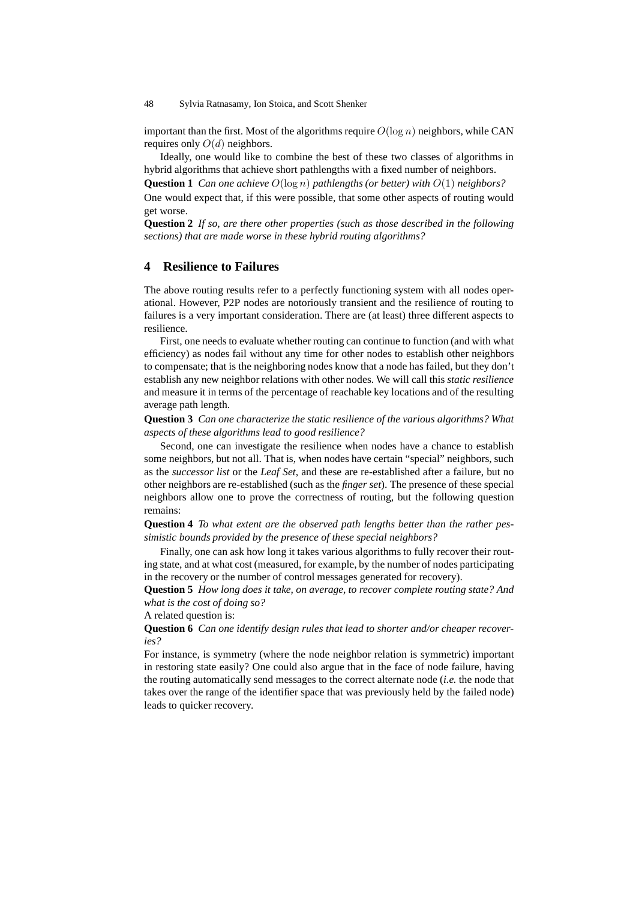important than the first. Most of the algorithms require $O(\log n)$ neighbors, while CAN requires only $O(d)$ neighbors.

Ideally, one would like to combine the best of these two classes of algorithms in hybrid algorithms that achieve short pathlengths with a fixed number of neighbors.

**Question 1** *Can one achieve $O(\log n)$ pathlengths (or better) with $O(1)$ neighbors?*

One would expect that, if this were possible, that some other aspects of routing would get worse.

**Question 2** *If so, are there other properties (such as those described in the following sections) that are made worse in these hybrid routing algorithms?*

## 4 Resilience to Failures

The above routing results refer to a perfectly functioning system with all nodes operational. However, P2P nodes are notoriously transient and the resilience of routing to failures is a very important consideration. There are (at least) three different aspects to resilience.

First, one needs to evaluate whether routing can continue to function (and with what efficiency) as nodes fail without any time for other nodes to establish other neighbors to compensate; that is the neighboring nodes know that a node has failed, but they don't establish any new neighbor relations with other nodes. We will call this *static resilience* and measure it in terms of the percentage of reachable key locations and of the resulting average path length.

**Question 3** *Can one characterize the static resilience of the various algorithms? What aspects of these algorithms lead to good resilience?*

Second, one can investigate the resilience when nodes have a chance to establish some neighbors, but not all. That is, when nodes have certain "special" neighbors, such as the *successor list* or the *Leaf Set*, and these are re-established after a failure, but no other neighbors are re-established (such as the *finger set*). The presence of these special neighbors allow one to prove the correctness of routing, but the following question remains:

**Question 4** *To what extent are the observed path lengths better than the rather pessimistic bounds provided by the presence of these special neighbors?*

Finally, one can ask how long it takes various algorithms to fully recover their routing state, and at what cost (measured, for example, by the number of nodes participating in the recovery or the number of control messages generated for recovery).

**Question 5** *How long does it take, on average, to recover complete routing state? And what is the cost of doing so?*

A related question is:

**Question 6** *Can one identify design rules that lead to shorter and/or cheaper recoveries?*

For instance, is symmetry (where the node neighbor relation is symmetric) important in restoring state easily? One could also argue that in the face of node failure, having the routing automatically send messages to the correct alternate node (*i.e.* the node that takes over the range of the identifier space that was previously held by the failed node) leads to quicker recovery.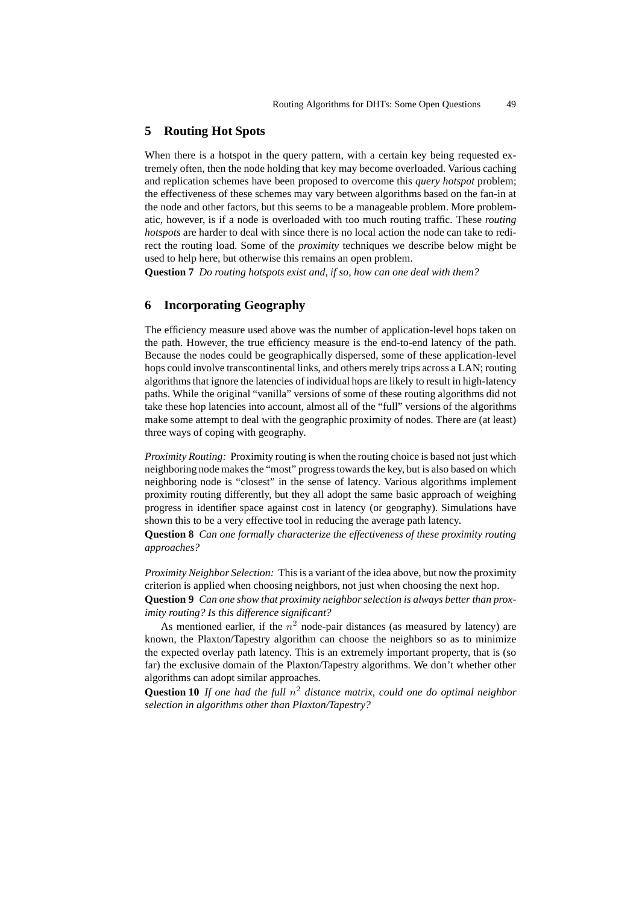## 5 Routing Hot Spots

When there is a hotspot in the query pattern, with a certain key being requested extremely often, then the node holding that key may become overloaded. Various caching and replication schemes have been proposed to overcome this *query hotspot* problem; the effectiveness of these schemes may vary between algorithms based on the fan-in at the node and other factors, but this seems to be a manageable problem. More problematic, however, is if a node is overloaded with too much routing traffic. These *routing hotspots* are harder to deal with since there is no local action the node can take to redirect the routing load. Some of the *proximity* techniques we describe below might be used to help here, but otherwise this remains an open problem.

**Question 7** *Do routing hotspots exist and, if so, how can one deal with them?*

## 6 Incorporating Geography

The efficiency measure used above was the number of application-level hops taken on the path. However, the true efficiency measure is the end-to-end latency of the path. Because the nodes could be geographically dispersed, some of these application-level hops could involve transcontinental links, and others merely trips across a LAN; routing algorithms that ignore the latencies of individual hops are likely to result in high-latency paths. While the original "vanilla" versions of some of these routing algorithms did not take these hop latencies into account, almost all of the "full" versions of the algorithms make some attempt to deal with the geographic proximity of nodes. There are (at least) three ways of coping with geography.

*Proximity Routing:* Proximity routing is when the routing choice is based not just which neighboring node makes the "most" progress towards the key, but is also based on which neighboring node is "closest" in the sense of latency. Various algorithms implement proximity routing differently, but they all adopt the same basic approach of weighing progress in identifier space against cost in latency (or geography). Simulations have shown this to be a very effective tool in reducing the average path latency.

**Question 8** *Can one formally characterize the effectiveness of these proximity routing approaches?*

*Proximity Neighbor Selection:* This is a variant of the idea above, but now the proximity criterion is applied when choosing neighbors, not just when choosing the next hop.

**Question 9** *Can one show that proximity neighbor selection is always better than proximity routing? Is this difference significant?*

As mentioned earlier, if the $n^2$ node-pair distances (as measured by latency) are known, the Plaxton/Tapestry algorithm can choose the neighbors so as to minimize the expected overlay path latency. This is an extremely important property, that is (so far) the exclusive domain of the Plaxton/Tapestry algorithms. We don't whether other algorithms can adopt similar approaches.

**Question 10** *If one had the full $n^2$ distance matrix, could one do optimal neighbor selection in algorithms other than Plaxton/Tapestry?*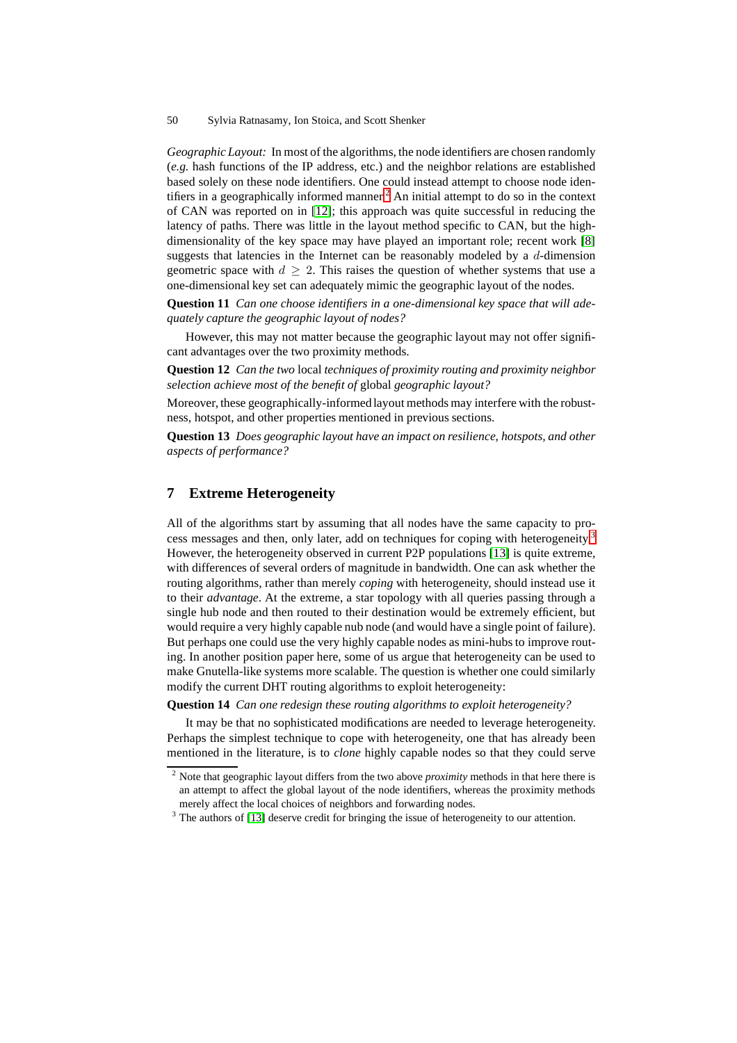*Geographic Layout:* In most of the algorithms, the node identifiers are chosen randomly (*e.g.* hash functions of the IP address, etc.) and the neighbor relations are established based solely on these node identifiers. One could instead attempt to choose node identifiers in a geographically informed manner.[2] An initial attempt to do so in the context of CAN was reported on in [12]; this approach was quite successful in reducing the latency of paths. There was little in the layout method specific to CAN, but the high-dimensionality of the key space may have played an important role; recent work [8] suggests that latencies in the Internet can be reasonably modeled by a $d$-dimension geometric space with $d \geq 2$. This raises the question of whether systems that use a one-dimensional key set can adequately mimic the geographic layout of the nodes.

**Question 11** *Can one choose identifiers in a one-dimensional key space that will adequately capture the geographic layout of nodes?*

However, this may not matter because the geographic layout may not offer significant advantages over the two proximity methods.

**Question 12** *Can the two* local *techniques of proximity routing and proximity neighbor selection achieve most of the benefit of* global *geographic layout?*

Moreover, these geographically-informed layout methods may interfere with the robustness, hotspot, and other properties mentioned in previous sections.

**Question 13** *Does geographic layout have an impact on resilience, hotspots, and other aspects of performance?*

## 7 Extreme Heterogeneity

All of the algorithms start by assuming that all nodes have the same capacity to process messages and then, only later, add on techniques for coping with heterogeneity.[3] However, the heterogeneity observed in current P2P populations [13] is quite extreme, with differences of several orders of magnitude in bandwidth. One can ask whether the routing algorithms, rather than merely *coping* with heterogeneity, should instead use it to their *advantage*. At the extreme, a star topology with all queries passing through a single hub node and then routed to their destination would be extremely efficient, but would require a very highly capable nub node (and would have a single point of failure). But perhaps one could use the very highly capable nodes as mini-hubs to improve routing. In another position paper here, some of us argue that heterogeneity can be used to make Gnutella-like systems more scalable. The question is whether one could similarly modify the current DHT routing algorithms to exploit heterogeneity:

**Question 14** *Can one redesign these routing algorithms to exploit heterogeneity?*

It may be that no sophisticated modifications are needed to leverage heterogeneity. Perhaps the simplest technique to cope with heterogeneity, one that has already been mentioned in the literature, is to *clone* highly capable nodes so that they could serve

---

[2] Note that geographic layout differs from the two above *proximity* methods in that here there is an attempt to affect the global layout of the node identifiers, whereas the proximity methods merely affect the local choices of neighbors and forwarding nodes.

[3] The authors of [13] deserve credit for bringing the issue of heterogeneity to our attention.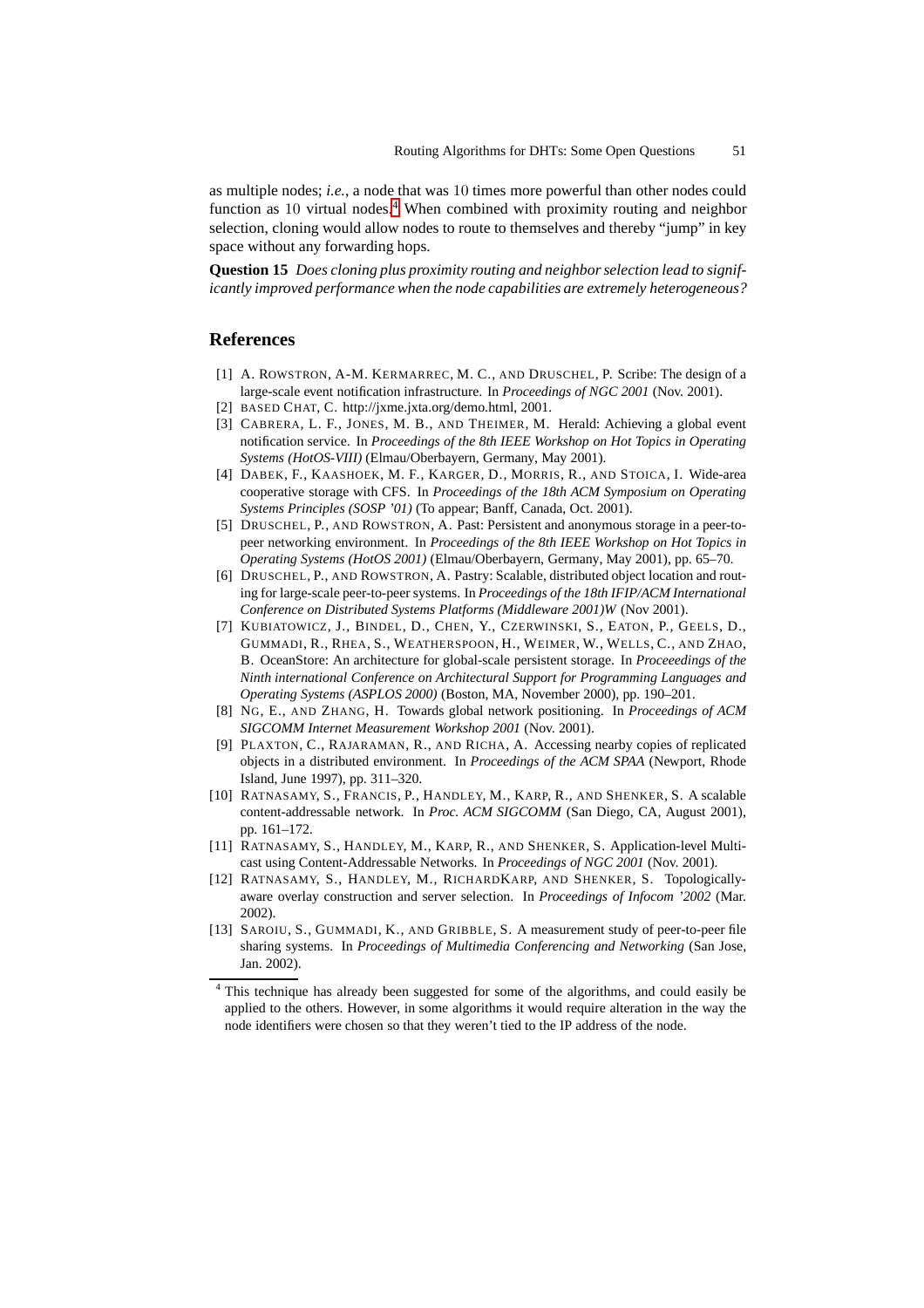as multiple nodes; *i.e.*, a node that was 10 times more powerful than other nodes could function as 10 virtual nodes.[4] When combined with proximity routing and neighbor selection, cloning would allow nodes to route to themselves and thereby "jump" in key space without any forwarding hops.

**Question 15** *Does cloning plus proximity routing and neighbor selection lead to significantly improved performance when the node capabilities are extremely heterogeneous?*

## References

[1] A. ROWSTRON, A-M. KERMARREC, M. C., AND DRUSCHEL, P. Scribe: The design of a large-scale event notification infrastructure. In *Proceedings of NGC 2001* (Nov. 2001).

[2] BASED CHAT, C. http://jxme.jxta.org/demo.html, 2001.

[3] CABRERA, L. F., JONES, M. B., AND THEIMER, M. Herald: Achieving a global event notification service. In *Proceedings of the 8th IEEE Workshop on Hot Topics in Operating Systems (HotOS-VIII)* (Elmau/Oberbayern, Germany, May 2001).

[4] DABEK, F., KAASHOEK, M. F., KARGER, D., MORRIS, R., AND STOICA, I. Wide-area cooperative storage with CFS. In *Proceedings of the 18th ACM Symposium on Operating Systems Principles (SOSP '01)* (To appear; Banff, Canada, Oct. 2001).

[5] DRUSCHEL, P., AND ROWSTRON, A. Past: Persistent and anonymous storage in a peer-to-peer networking environment. In *Proceedings of the 8th IEEE Workshop on Hot Topics in Operating Systems (HotOS 2001)* (Elmau/Oberbayern, Germany, May 2001), pp. 65–70.

[6] DRUSCHEL, P., AND ROWSTRON, A. Pastry: Scalable, distributed object location and routing for large-scale peer-to-peer systems. In *Proceedings of the 18th IFIP/ACM International Conference on Distributed Systems Platforms (Middleware 2001)W* (Nov 2001).

[7] KUBIATOWICZ, J., BINDEL, D., CHEN, Y., CZERWINSKI, S., EATON, P., GEELS, D., GUMMADI, R., RHEA, S., WEATHERSPOON, H., WEIMER, W., WELLS, C., AND ZHAO, B. OceanStore: An architecture for global-scale persistent storage. In *Proceeedings of the Ninth international Conference on Architectural Support for Programming Languages and Operating Systems (ASPLOS 2000)* (Boston, MA, November 2000), pp. 190–201.

[8] NG, E., AND ZHANG, H. Towards global network positioning. In *Proceedings of ACM SIGCOMM Internet Measurement Workshop 2001* (Nov. 2001).

[9] PLAXTON, C., RAJARAMAN, R., AND RICHA, A. Accessing nearby copies of replicated objects in a distributed environment. In *Proceedings of the ACM SPAA* (Newport, Rhode Island, June 1997), pp. 311–320.

[10] RATNASAMY, S., FRANCIS, P., HANDLEY, M., KARP, R., AND SHENKER, S. A scalable content-addressable network. In *Proc. ACM SIGCOMM* (San Diego, CA, August 2001), pp. 161–172.

[11] RATNASAMY, S., HANDLEY, M., KARP, R., AND SHENKER, S. Application-level Multicast using Content-Addressable Networks. In *Proceedings of NGC 2001* (Nov. 2001).

[12] RATNASAMY, S., HANDLEY, M., RICHARDKARP, AND SHENKER, S. Topologically-aware overlay construction and server selection. In *Proceedings of Infocom '2002* (Mar. 2002).

[13] SAROIU, S., GUMMADI, K., AND GRIBBLE, S. A measurement study of peer-to-peer file sharing systems. In *Proceedings of Multimedia Conferencing and Networking* (San Jose, Jan. 2002).

[4] This technique has already been suggested for some of the algorithms, and could easily be applied to the others. However, in some algorithms it would require alteration in the way the node identifiers were chosen so that they weren't tied to the IP address of the node.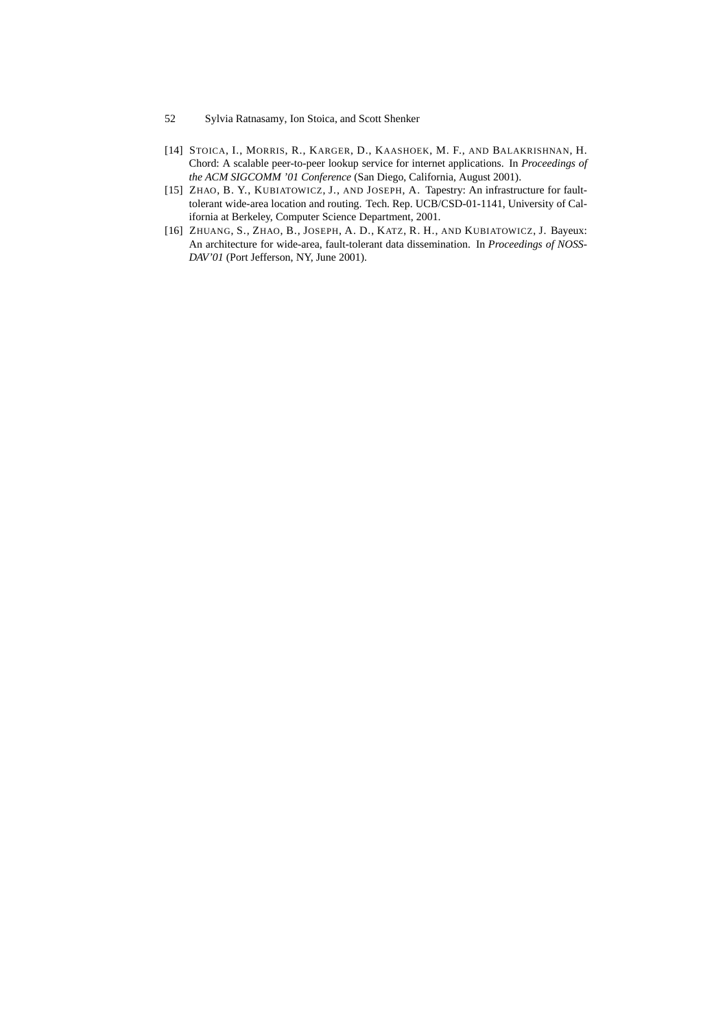[14] Stoica, I., Morris, R., Karger, D., Kaashoek, M. F., and Balakrishnan, H. Chord: A scalable peer-to-peer lookup service for internet applications. In *Proceedings of the ACM SIGCOMM '01 Conference* (San Diego, California, August 2001).

[15] Zhao, B. Y., Kubiatowicz, J., and Joseph, A. Tapestry: An infrastructure for fault-tolerant wide-area location and routing. Tech. Rep. UCB/CSD-01-1141, University of California at Berkeley, Computer Science Department, 2001.

[16] Zhuang, S., Zhao, B., Joseph, A. D., Katz, R. H., and Kubiatowicz, J. Bayeux: An architecture for wide-area, fault-tolerant data dissemination. In *Proceedings of NOSS-DAV'01* (Port Jefferson, NY, June 2001).